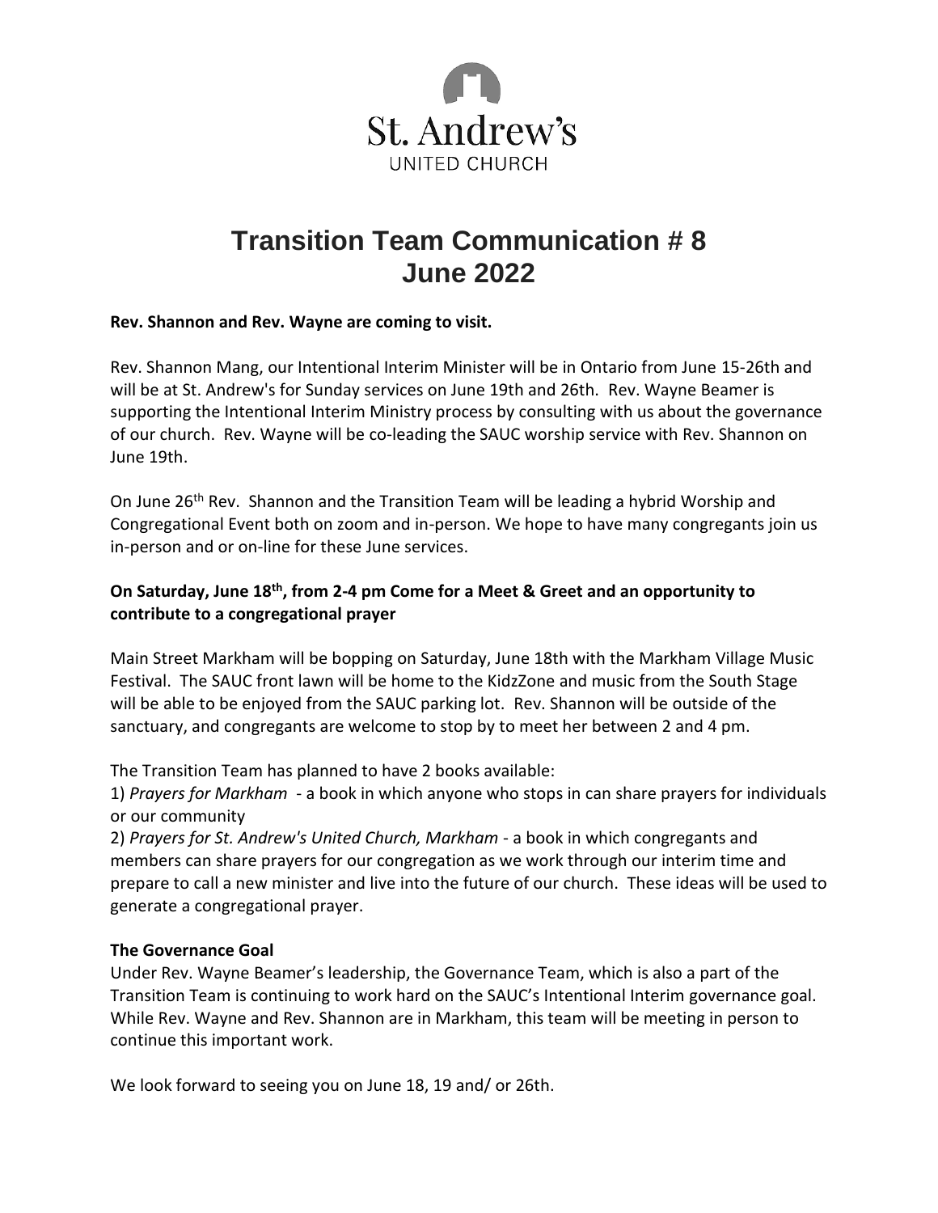St. Andrew's

UNITED CHURCH

# Transition Team Communication # 8
# June 2022

**Rev. Shannon and Rev. Wayne are coming to visit.**

Rev. Shannon Mang, our Intentional Interim Minister will be in Ontario from June 15-26th and will be at St. Andrew's for Sunday services on June 19th and 26th. Rev. Wayne Beamer is supporting the Intentional Interim Ministry process by consulting with us about the governance of our church. Rev. Wayne will be co-leading the SAUC worship service with Rev. Shannon on June 19th.

On June 26th Rev. Shannon and the Transition Team will be leading a hybrid Worship and Congregational Event both on zoom and in-person. We hope to have many congregants join us in-person and or on-line for these June services.

**On Saturday, June 18th, from 2-4 pm Come for a Meet & Greet and an opportunity to contribute to a congregational prayer**

Main Street Markham will be bopping on Saturday, June 18th with the Markham Village Music Festival. The SAUC front lawn will be home to the KidzZone and music from the South Stage will be able to be enjoyed from the SAUC parking lot. Rev. Shannon will be outside of the sanctuary, and congregants are welcome to stop by to meet her between 2 and 4 pm.

The Transition Team has planned to have 2 books available:

1) *Prayers for Markham* - a book in which anyone who stops in can share prayers for individuals or our community

2) *Prayers for St. Andrew's United Church, Markham* - a book in which congregants and members can share prayers for our congregation as we work through our interim time and prepare to call a new minister and live into the future of our church. These ideas will be used to generate a congregational prayer.

**The Governance Goal**

Under Rev. Wayne Beamer's leadership, the Governance Team, which is also a part of the Transition Team is continuing to work hard on the SAUC's Intentional Interim governance goal. While Rev. Wayne and Rev. Shannon are in Markham, this team will be meeting in person to continue this important work.

We look forward to seeing you on June 18, 19 and/ or 26th.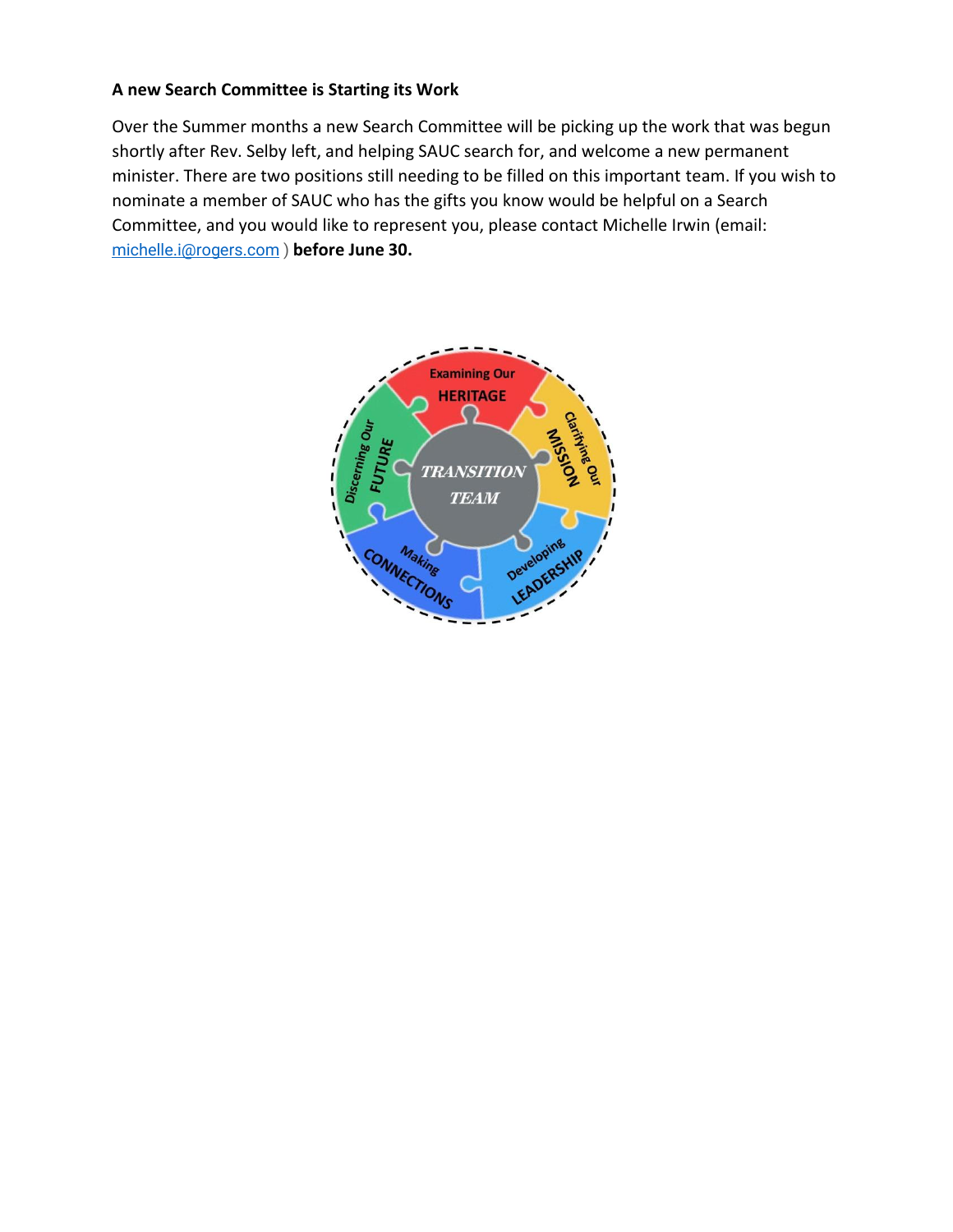**A new Search Committee is Starting its Work**

Over the Summer months a new Search Committee will be picking up the work that was begun shortly after Rev. Selby left, and helping SAUC search for, and welcome a new permanent minister. There are two positions still needing to be filled on this important team. If you wish to nominate a member of SAUC who has the gifts you know would be helpful on a Search Committee, and you would like to represent you, please contact Michelle Irwin (email: michelle.i@rogers.com ) **before June 30.**

Examining Our HERITAGE

Clarifying Our MISSION

Developing LEADERSHIP

Making CONNECTIONS

Discerning Our FUTURE

TRANSITION TEAM